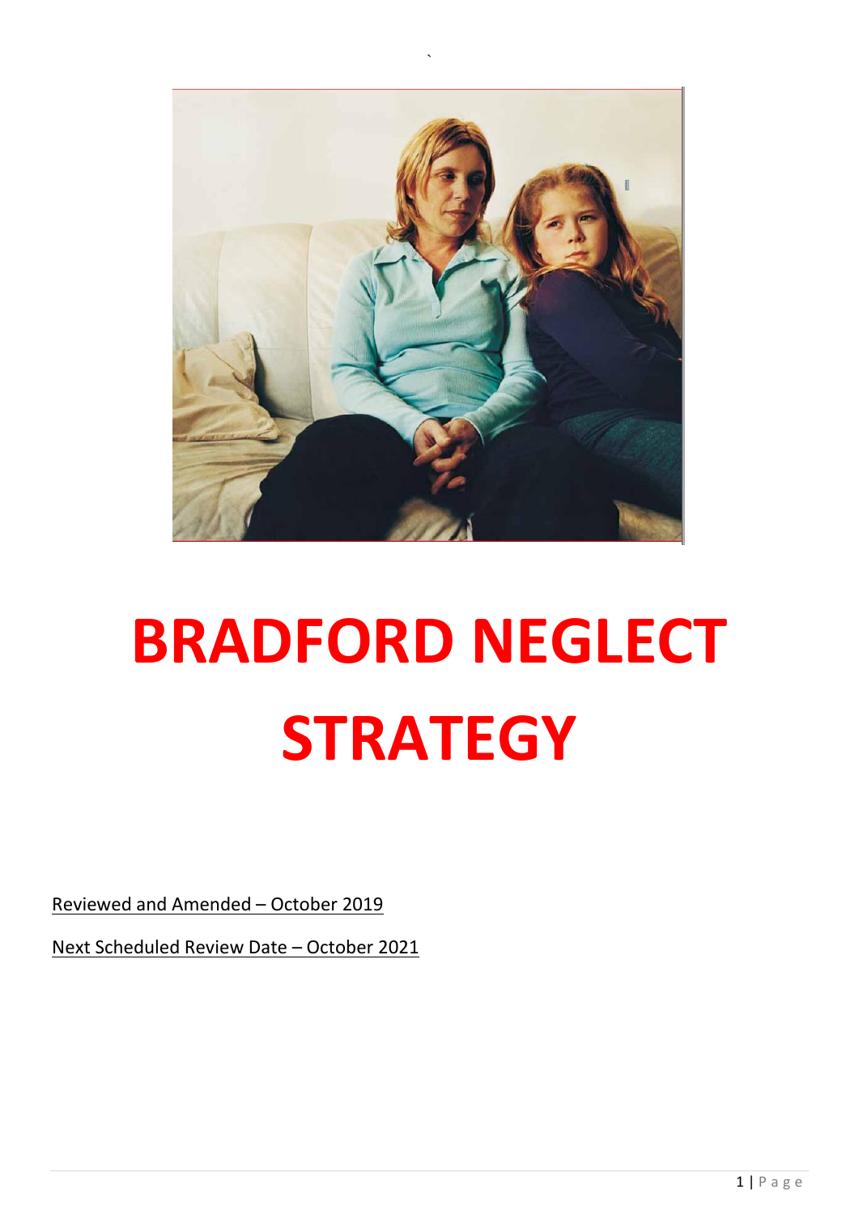# BRADFORD NEGLECT STRATEGY

Reviewed and Amended – October 2019

Next Scheduled Review Date – October 2021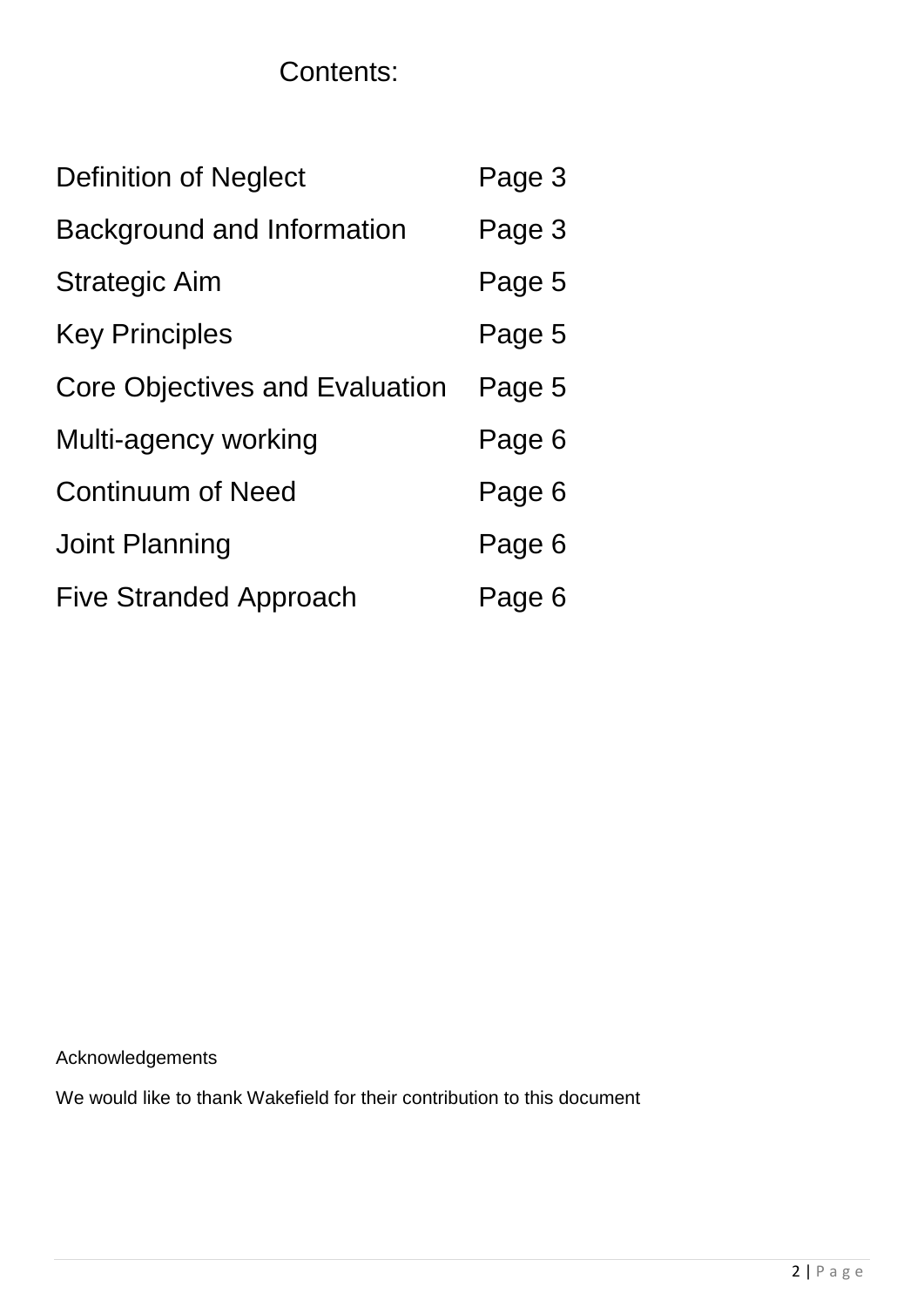# Contents:

| | |
|---|---|
| Definition of Neglect | Page 3 |
| Background and Information | Page 3 |
| Strategic Aim | Page 5 |
| Key Principles | Page 5 |
| Core Objectives and Evaluation | Page 5 |
| Multi-agency working | Page 6 |
| Continuum of Need | Page 6 |
| Joint Planning | Page 6 |
| Five Stranded Approach | Page 6 |

Acknowledgements

We would like to thank Wakefield for their contribution to this document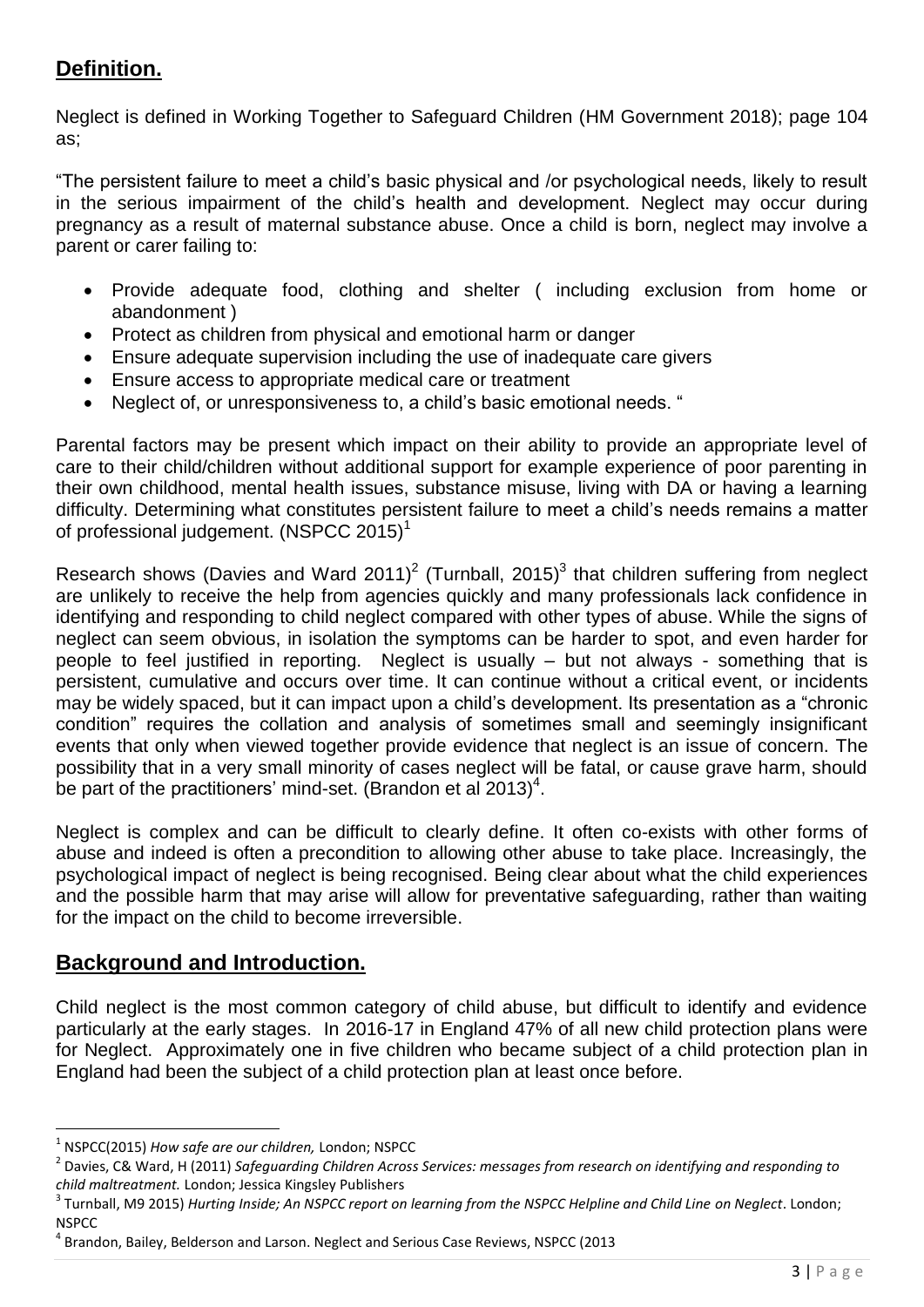## **Definition.**

Neglect is defined in Working Together to Safeguard Children (HM Government 2018); page 104 as;

"The persistent failure to meet a child's basic physical and /or psychological needs, likely to result in the serious impairment of the child's health and development. Neglect may occur during pregnancy as a result of maternal substance abuse. Once a child is born, neglect may involve a parent or carer failing to:

- Provide adequate food, clothing and shelter ( including exclusion from home or abandonment )
- Protect as children from physical and emotional harm or danger
- Ensure adequate supervision including the use of inadequate care givers
- Ensure access to appropriate medical care or treatment
- Neglect of, or unresponsiveness to, a child's basic emotional needs. "

Parental factors may be present which impact on their ability to provide an appropriate level of care to their child/children without additional support for example experience of poor parenting in their own childhood, mental health issues, substance misuse, living with DA or having a learning difficulty. Determining what constitutes persistent failure to meet a child's needs remains a matter of professional judgement. (NSPCC 2015)[1]

Research shows (Davies and Ward 2011)[2] (Turnball, 2015)[3] that children suffering from neglect are unlikely to receive the help from agencies quickly and many professionals lack confidence in identifying and responding to child neglect compared with other types of abuse. While the signs of neglect can seem obvious, in isolation the symptoms can be harder to spot, and even harder for people to feel justified in reporting. Neglect is usually – but not always - something that is persistent, cumulative and occurs over time. It can continue without a critical event, or incidents may be widely spaced, but it can impact upon a child's development. Its presentation as a "chronic condition" requires the collation and analysis of sometimes small and seemingly insignificant events that only when viewed together provide evidence that neglect is an issue of concern. The possibility that in a very small minority of cases neglect will be fatal, or cause grave harm, should be part of the practitioners' mind-set. (Brandon et al 2013)[4].

Neglect is complex and can be difficult to clearly define. It often co-exists with other forms of abuse and indeed is often a precondition to allowing other abuse to take place. Increasingly, the psychological impact of neglect is being recognised. Being clear about what the child experiences and the possible harm that may arise will allow for preventative safeguarding, rather than waiting for the impact on the child to become irreversible.

## **Background and Introduction.**

Child neglect is the most common category of child abuse, but difficult to identify and evidence particularly at the early stages. In 2016-17 in England 47% of all new child protection plans were for Neglect. Approximately one in five children who became subject of a child protection plan in England had been the subject of a child protection plan at least once before.

---

[1] NSPCC(2015) *How safe are our children,* London; NSPCC

[2] Davies, C& Ward, H (2011) *Safeguarding Children Across Services: messages from research on identifying and responding to child maltreatment.* London; Jessica Kingsley Publishers

[3] Turnball, M9 2015) *Hurting Inside; An NSPCC report on learning from the NSPCC Helpline and Child Line on Neglect*. London; NSPCC

[4] Brandon, Bailey, Belderson and Larson. Neglect and Serious Case Reviews, NSPCC (2013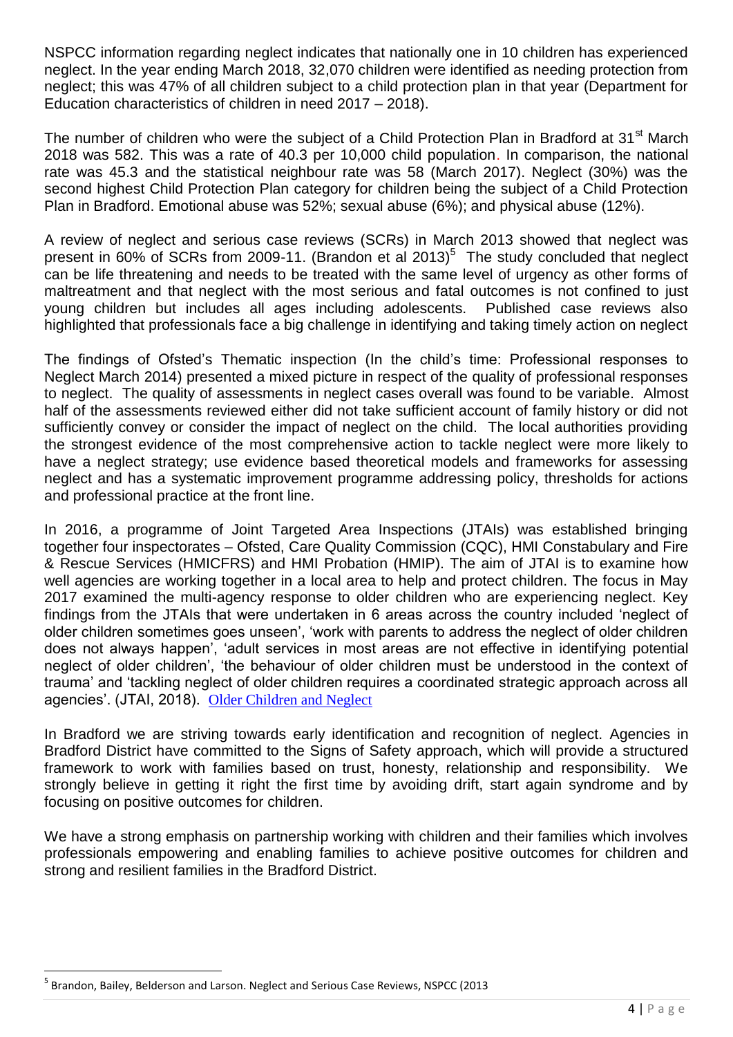NSPCC information regarding neglect indicates that nationally one in 10 children has experienced neglect. In the year ending March 2018, 32,070 children were identified as needing protection from neglect; this was 47% of all children subject to a child protection plan in that year (Department for Education characteristics of children in need 2017 – 2018).

The number of children who were the subject of a Child Protection Plan in Bradford at 31st March 2018 was 582. This was a rate of 40.3 per 10,000 child population. In comparison, the national rate was 45.3 and the statistical neighbour rate was 58 (March 2017). Neglect (30%) was the second highest Child Protection Plan category for children being the subject of a Child Protection Plan in Bradford. Emotional abuse was 52%; sexual abuse (6%); and physical abuse (12%).

A review of neglect and serious case reviews (SCRs) in March 2013 showed that neglect was present in 60% of SCRs from 2009-11. (Brandon et al 2013)[5] The study concluded that neglect can be life threatening and needs to be treated with the same level of urgency as other forms of maltreatment and that neglect with the most serious and fatal outcomes is not confined to just young children but includes all ages including adolescents. Published case reviews also highlighted that professionals face a big challenge in identifying and taking timely action on neglect

The findings of Ofsted's Thematic inspection (In the child's time: Professional responses to Neglect March 2014) presented a mixed picture in respect of the quality of professional responses to neglect. The quality of assessments in neglect cases overall was found to be variable. Almost half of the assessments reviewed either did not take sufficient account of family history or did not sufficiently convey or consider the impact of neglect on the child. The local authorities providing the strongest evidence of the most comprehensive action to tackle neglect were more likely to have a neglect strategy; use evidence based theoretical models and frameworks for assessing neglect and has a systematic improvement programme addressing policy, thresholds for actions and professional practice at the front line.

In 2016, a programme of Joint Targeted Area Inspections (JTAIs) was established bringing together four inspectorates – Ofsted, Care Quality Commission (CQC), HMI Constabulary and Fire & Rescue Services (HMICFRS) and HMI Probation (HMIP). The aim of JTAI is to examine how well agencies are working together in a local area to help and protect children. The focus in May 2017 examined the multi-agency response to older children who are experiencing neglect. Key findings from the JTAIs that were undertaken in 6 areas across the country included 'neglect of older children sometimes goes unseen', 'work with parents to address the neglect of older children does not always happen', 'adult services in most areas are not effective in identifying potential neglect of older children', 'the behaviour of older children must be understood in the context of trauma' and 'tackling neglect of older children requires a coordinated strategic approach across all agencies'. (JTAI, 2018). Older Children and Neglect

In Bradford we are striving towards early identification and recognition of neglect. Agencies in Bradford District have committed to the Signs of Safety approach, which will provide a structured framework to work with families based on trust, honesty, relationship and responsibility. We strongly believe in getting it right the first time by avoiding drift, start again syndrome and by focusing on positive outcomes for children.

We have a strong emphasis on partnership working with children and their families which involves professionals empowering and enabling families to achieve positive outcomes for children and strong and resilient families in the Bradford District.

---

[5] Brandon, Bailey, Belderson and Larson. Neglect and Serious Case Reviews, NSPCC (2013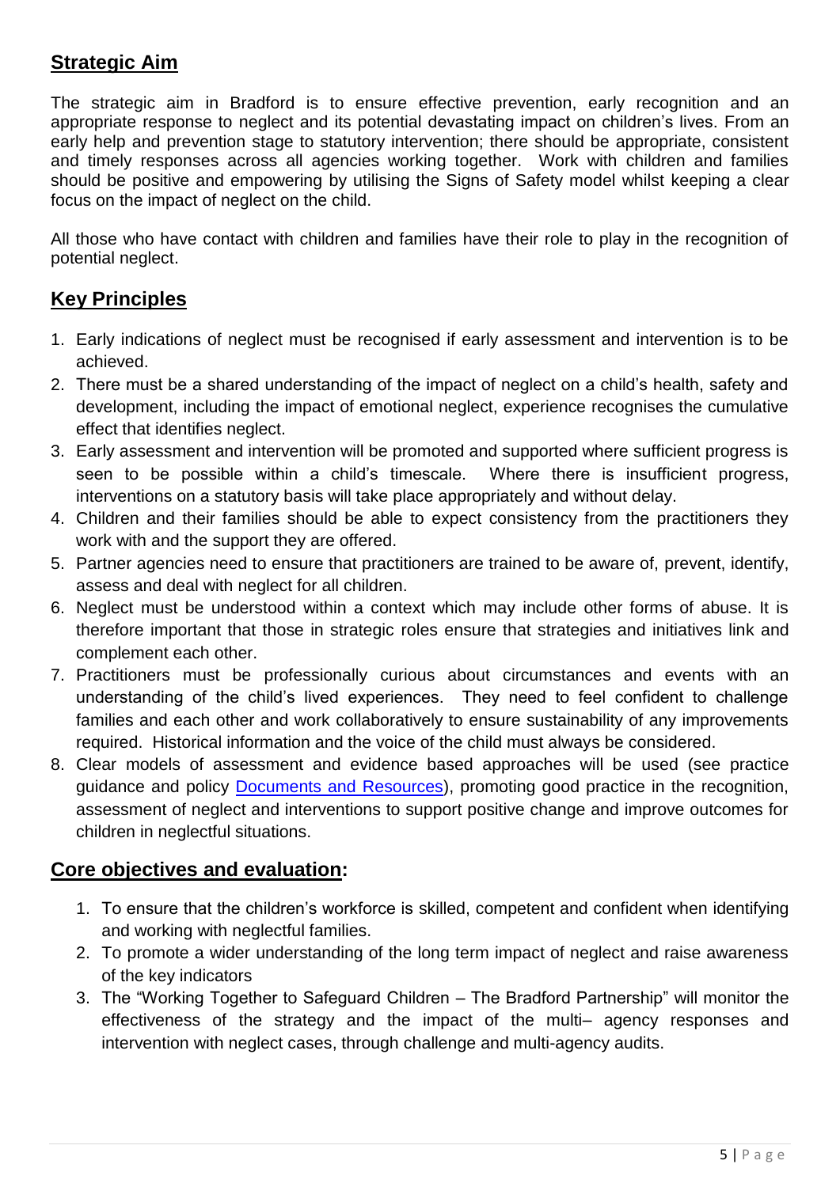## Strategic Aim

The strategic aim in Bradford is to ensure effective prevention, early recognition and an appropriate response to neglect and its potential devastating impact on children's lives. From an early help and prevention stage to statutory intervention; there should be appropriate, consistent and timely responses across all agencies working together. Work with children and families should be positive and empowering by utilising the Signs of Safety model whilst keeping a clear focus on the impact of neglect on the child.

All those who have contact with children and families have their role to play in the recognition of potential neglect.

## Key Principles

1. Early indications of neglect must be recognised if early assessment and intervention is to be achieved.
2. There must be a shared understanding of the impact of neglect on a child's health, safety and development, including the impact of emotional neglect, experience recognises the cumulative effect that identifies neglect.
3. Early assessment and intervention will be promoted and supported where sufficient progress is seen to be possible within a child's timescale. Where there is insufficient progress, interventions on a statutory basis will take place appropriately and without delay.
4. Children and their families should be able to expect consistency from the practitioners they work with and the support they are offered.
5. Partner agencies need to ensure that practitioners are trained to be aware of, prevent, identify, assess and deal with neglect for all children.
6. Neglect must be understood within a context which may include other forms of abuse. It is therefore important that those in strategic roles ensure that strategies and initiatives link and complement each other.
7. Practitioners must be professionally curious about circumstances and events with an understanding of the child's lived experiences. They need to feel confident to challenge families and each other and work collaboratively to ensure sustainability of any improvements required. Historical information and the voice of the child must always be considered.
8. Clear models of assessment and evidence based approaches will be used (see practice guidance and policy [Documents and Resources]), promoting good practice in the recognition, assessment of neglect and interventions to support positive change and improve outcomes for children in neglectful situations.

## Core objectives and evaluation:

1. To ensure that the children's workforce is skilled, competent and confident when identifying and working with neglectful families.
2. To promote a wider understanding of the long term impact of neglect and raise awareness of the key indicators
3. The "Working Together to Safeguard Children – The Bradford Partnership" will monitor the effectiveness of the strategy and the impact of the multi– agency responses and intervention with neglect cases, through challenge and multi-agency audits.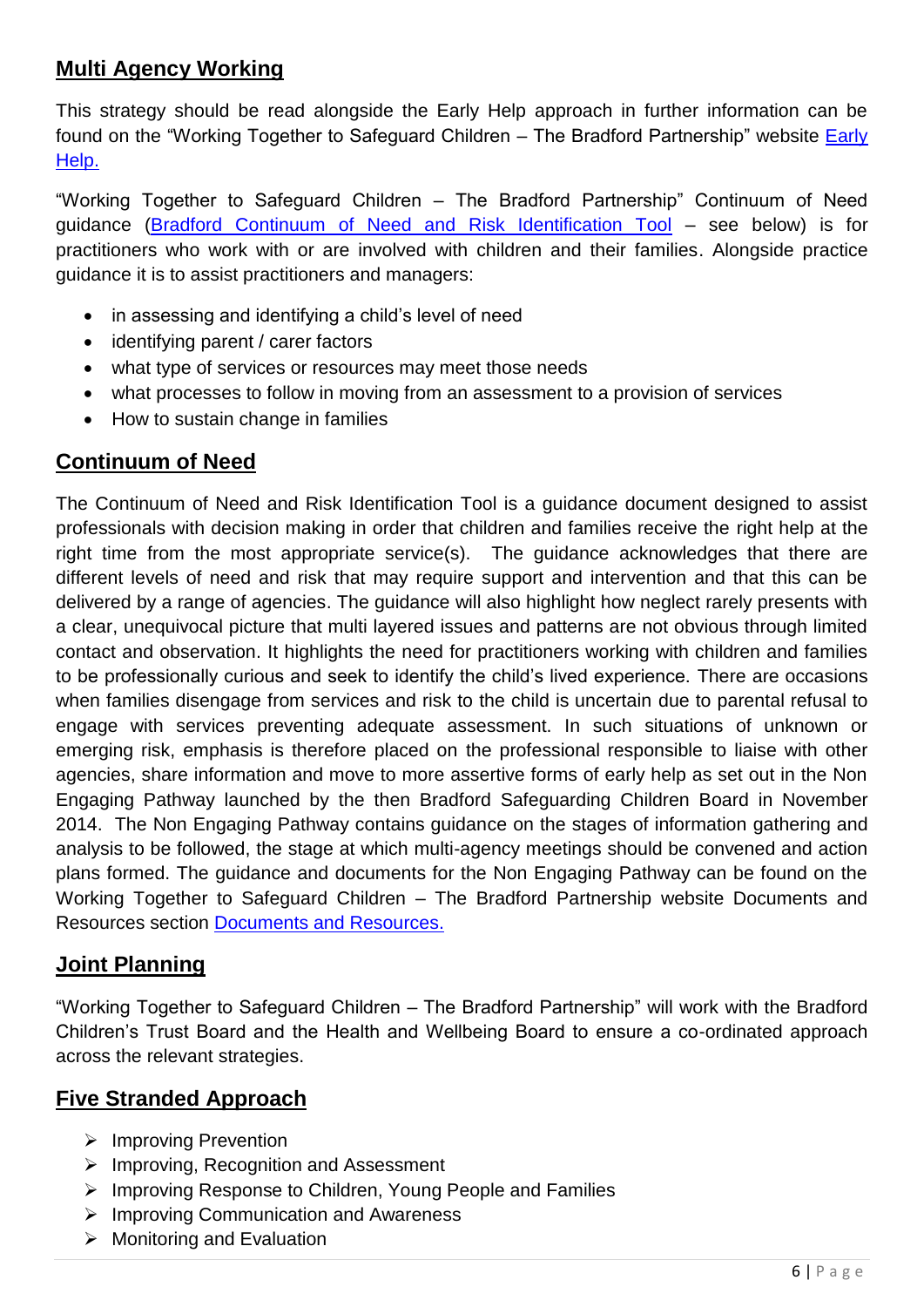## Multi Agency Working

This strategy should be read alongside the Early Help approach in further information can be found on the "Working Together to Safeguard Children – The Bradford Partnership" website Early Help.

"Working Together to Safeguard Children – The Bradford Partnership" Continuum of Need guidance (Bradford Continuum of Need and Risk Identification Tool – see below) is for practitioners who work with or are involved with children and their families. Alongside practice guidance it is to assist practitioners and managers:

- in assessing and identifying a child's level of need
- identifying parent / carer factors
- what type of services or resources may meet those needs
- what processes to follow in moving from an assessment to a provision of services
- How to sustain change in families

## Continuum of Need

The Continuum of Need and Risk Identification Tool is a guidance document designed to assist professionals with decision making in order that children and families receive the right help at the right time from the most appropriate service(s). The guidance acknowledges that there are different levels of need and risk that may require support and intervention and that this can be delivered by a range of agencies. The guidance will also highlight how neglect rarely presents with a clear, unequivocal picture that multi layered issues and patterns are not obvious through limited contact and observation. It highlights the need for practitioners working with children and families to be professionally curious and seek to identify the child's lived experience. There are occasions when families disengage from services and risk to the child is uncertain due to parental refusal to engage with services preventing adequate assessment. In such situations of unknown or emerging risk, emphasis is therefore placed on the professional responsible to liaise with other agencies, share information and move to more assertive forms of early help as set out in the Non Engaging Pathway launched by the then Bradford Safeguarding Children Board in November 2014. The Non Engaging Pathway contains guidance on the stages of information gathering and analysis to be followed, the stage at which multi-agency meetings should be convened and action plans formed. The guidance and documents for the Non Engaging Pathway can be found on the Working Together to Safeguard Children – The Bradford Partnership website Documents and Resources section Documents and Resources.

## Joint Planning

"Working Together to Safeguard Children – The Bradford Partnership" will work with the Bradford Children's Trust Board and the Health and Wellbeing Board to ensure a co-ordinated approach across the relevant strategies.

## Five Stranded Approach

- Improving Prevention
- Improving, Recognition and Assessment
- Improving Response to Children, Young People and Families
- Improving Communication and Awareness
- Monitoring and Evaluation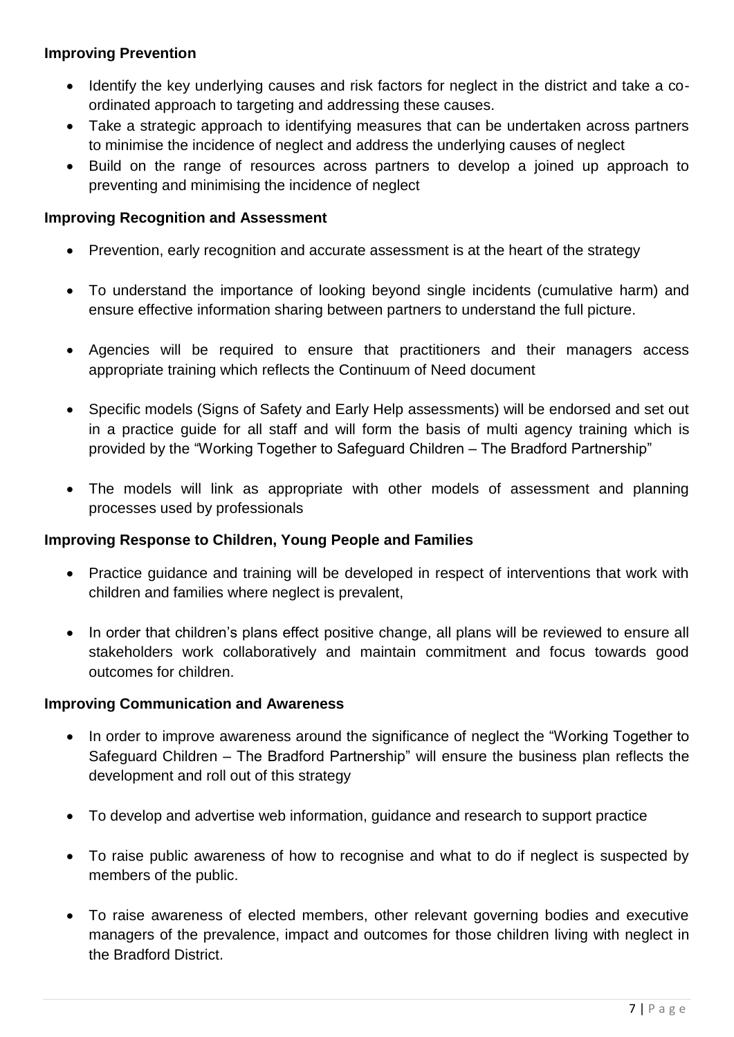**Improving Prevention**

- Identify the key underlying causes and risk factors for neglect in the district and take a co-ordinated approach to targeting and addressing these causes.
- Take a strategic approach to identifying measures that can be undertaken across partners to minimise the incidence of neglect and address the underlying causes of neglect
- Build on the range of resources across partners to develop a joined up approach to preventing and minimising the incidence of neglect

**Improving Recognition and Assessment**

- Prevention, early recognition and accurate assessment is at the heart of the strategy
- To understand the importance of looking beyond single incidents (cumulative harm) and ensure effective information sharing between partners to understand the full picture.
- Agencies will be required to ensure that practitioners and their managers access appropriate training which reflects the Continuum of Need document
- Specific models (Signs of Safety and Early Help assessments) will be endorsed and set out in a practice guide for all staff and will form the basis of multi agency training which is provided by the "Working Together to Safeguard Children – The Bradford Partnership"
- The models will link as appropriate with other models of assessment and planning processes used by professionals

**Improving Response to Children, Young People and Families**

- Practice guidance and training will be developed in respect of interventions that work with children and families where neglect is prevalent,
- In order that children's plans effect positive change, all plans will be reviewed to ensure all stakeholders work collaboratively and maintain commitment and focus towards good outcomes for children.

**Improving Communication and Awareness**

- In order to improve awareness around the significance of neglect the "Working Together to Safeguard Children – The Bradford Partnership" will ensure the business plan reflects the development and roll out of this strategy
- To develop and advertise web information, guidance and research to support practice
- To raise public awareness of how to recognise and what to do if neglect is suspected by members of the public.
- To raise awareness of elected members, other relevant governing bodies and executive managers of the prevalence, impact and outcomes for those children living with neglect in the Bradford District.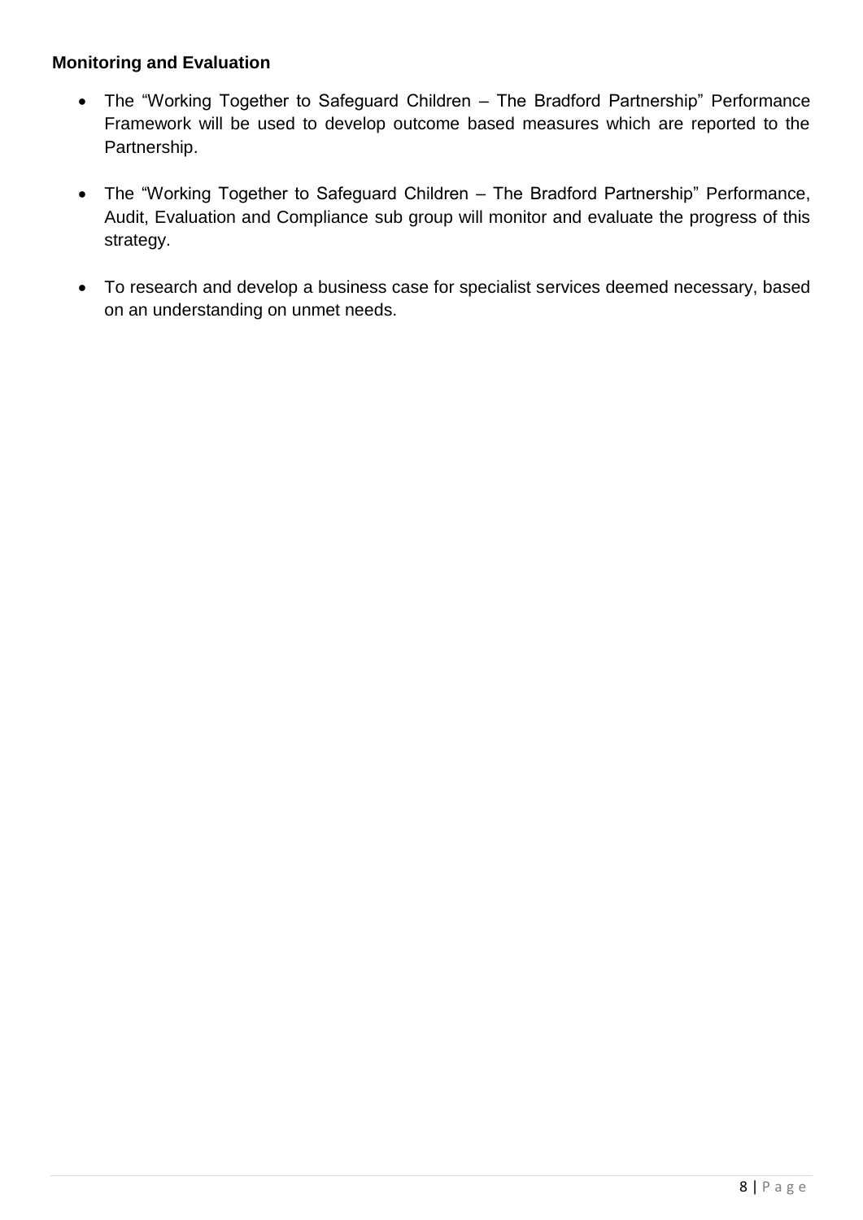**Monitoring and Evaluation**

- The "Working Together to Safeguard Children – The Bradford Partnership" Performance Framework will be used to develop outcome based measures which are reported to the Partnership.
- The "Working Together to Safeguard Children – The Bradford Partnership" Performance, Audit, Evaluation and Compliance sub group will monitor and evaluate the progress of this strategy.
- To research and develop a business case for specialist services deemed necessary, based on an understanding on unmet needs.